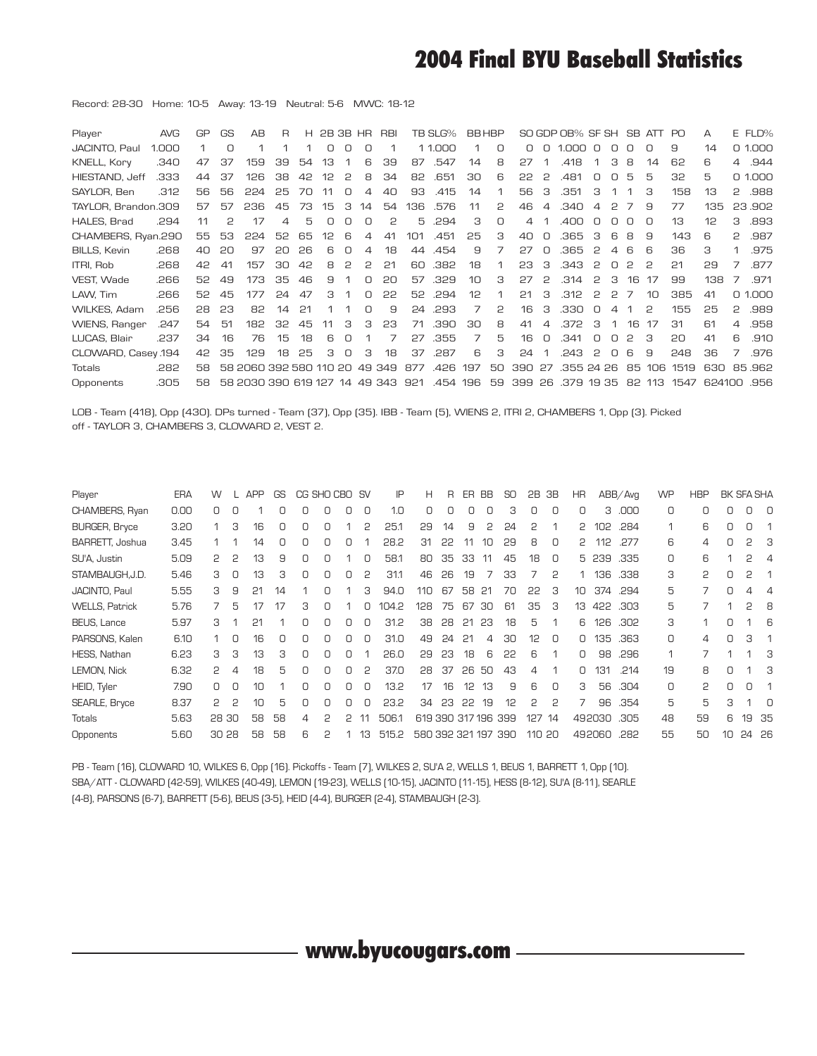# 2004 Final BYU Baseball Statistics

Record: 28-30   Home: 10-5   Away: 13-19   Neutral: 5-6   MWC: 18-12

| Player | AVG | GP | GS | AB | R | H | 2B | 3B | HR | RBI | TB | SLG% | BB | HBP | SO | GDP | OB% | SF | SH | SB | ATT | PO | A | E | FLD% |
|---|---|---|---|---|---|---|---|---|---|---|---|---|---|---|---|---|---|---|---|---|---|---|---|---|---|
| JACINTO, Paul | 1.000 | 1 | 0 | 1 | 1 | 1 | 0 | 0 | 0 | 1 | 1 | 1.000 | 1 | 0 | 0 | 0 | 1.000 | 0 | 0 | 0 | 0 | 9 | 14 | 0 | 1.000 |
| KNELL, Kory | .340 | 47 | 37 | 159 | 39 | 54 | 13 | 1 | 6 | 39 | 87 | .547 | 14 | 8 | 27 | 1 | .418 | 1 | 3 | 8 | 14 | 62 | 6 | 4 | .944 |
| HIESTAND, Jeff | .333 | 44 | 37 | 126 | 38 | 42 | 12 | 2 | 8 | 34 | 82 | .651 | 30 | 6 | 22 | 2 | .481 | 0 | 0 | 5 | 5 | 32 | 5 | 0 | 1.000 |
| SAYLOR, Ben | .312 | 56 | 56 | 224 | 25 | 70 | 11 | 0 | 4 | 40 | 93 | .415 | 14 | 1 | 56 | 3 | .351 | 3 | 1 | 1 | 3 | 158 | 13 | 2 | .988 |
| TAYLOR, Brandon | .309 | 57 | 57 | 236 | 45 | 73 | 15 | 3 | 14 | 54 | 136 | .576 | 11 | 2 | 46 | 4 | .340 | 4 | 2 | 7 | 9 | 77 | 135 | 23 | .902 |
| HALES, Brad | .294 | 11 | 2 | 17 | 4 | 5 | 0 | 0 | 0 | 2 | 5 | .294 | 3 | 0 | 4 | 1 | .400 | 0 | 0 | 0 | 0 | 13 | 12 | 3 | .893 |
| CHAMBERS, Ryan | .290 | 55 | 53 | 224 | 52 | 65 | 12 | 6 | 4 | 41 | 101 | .451 | 25 | 3 | 40 | 0 | .365 | 3 | 6 | 8 | 9 | 143 | 6 | 2 | .987 |
| BILLS, Kevin | .268 | 40 | 20 | 97 | 20 | 26 | 6 | 0 | 4 | 18 | 44 | .454 | 9 | 7 | 27 | 0 | .365 | 2 | 4 | 6 | 6 | 36 | 3 | 1 | .975 |
| ITRI, Rob | .268 | 42 | 41 | 157 | 30 | 42 | 8 | 2 | 2 | 21 | 60 | .382 | 18 | 1 | 23 | 3 | .343 | 2 | 0 | 2 | 2 | 21 | 29 | 7 | .877 |
| VEST, Wade | .266 | 52 | 49 | 173 | 35 | 46 | 9 | 1 | 0 | 20 | 57 | .329 | 10 | 3 | 27 | 2 | .314 | 2 | 3 | 16 | 17 | 99 | 138 | 7 | .971 |
| LAW, Tim | .266 | 52 | 45 | 177 | 24 | 47 | 3 | 1 | 0 | 22 | 52 | .294 | 12 | 1 | 21 | 3 | .312 | 2 | 2 | 7 | 10 | 385 | 41 | 0 | 1.000 |
| WILKES, Adam | .256 | 28 | 23 | 82 | 14 | 21 | 1 | 1 | 0 | 9 | 24 | .293 | 7 | 2 | 16 | 3 | .330 | 0 | 4 | 1 | 2 | 155 | 25 | 2 | .989 |
| WIENS, Ranger | .247 | 54 | 51 | 182 | 32 | 45 | 11 | 3 | 3 | 23 | 71 | .390 | 30 | 8 | 41 | 4 | .372 | 3 | 1 | 16 | 17 | 31 | 61 | 4 | .958 |
| LUCAS, Blair | .237 | 34 | 16 | 76 | 15 | 18 | 6 | 0 | 1 | 7 | 27 | .355 | 7 | 5 | 16 | 0 | .341 | 0 | 0 | 2 | 3 | 20 | 41 | 6 | .910 |
| CLOWARD, Casey | .194 | 42 | 35 | 129 | 18 | 25 | 3 | 0 | 3 | 18 | 37 | .287 | 6 | 3 | 24 | 1 | .243 | 2 | 0 | 6 | 9 | 248 | 36 | 7 | .976 |
| Totals | .282 | 58 | 58 | 2060 | 392 | 580 | 110 | 20 | 49 | 349 | 877 | .426 | 197 | 50 | 390 | 27 | .355 | 24 | 26 | 85 | 106 | 1519 | 630 | 85 | .962 |
| Opponents | .305 | 58 | 58 | 2030 | 390 | 619 | 127 | 14 | 49 | 343 | 921 | .454 | 196 | 59 | 399 | 26 | .379 | 19 | 35 | 82 | 113 | 1547 | 624 | 100 | .956 |

LOB - Team (418), Opp (430). DPs turned - Team (37), Opp (35). IBB - Team (5), WIENS 2, ITRI 2, CHAMBERS 1, Opp (3). Picked off - TAYLOR 3, CHAMBERS 3, CLOWARD 2, VEST 2.

| Player | ERA | W | L | APP | GS | CG | SHO | CBO | SV | IP | H | R | ER | BB | SO | 2B | 3B | HR | AB | B/Avg | WP | HBP | BK | SFA | SHA |
|---|---|---|---|---|---|---|---|---|---|---|---|---|---|---|---|---|---|---|---|---|---|---|---|---|---|
| CHAMBERS, Ryan | 0.00 | 0 | 0 | 1 | 0 | 0 | 0 | 0 | 0 | 1.0 | 0 | 0 | 0 | 0 | 3 | 0 | 0 | 0 | 3 | .000 | 0 | 0 | 0 | 0 | 0 |
| BURGER, Bryce | 3.20 | 1 | 3 | 16 | 0 | 0 | 0 | 1 | 2 | 25.1 | 29 | 14 | 9 | 2 | 24 | 2 | 1 | 2 | 102 | .284 | 1 | 6 | 0 | 0 | 1 |
| BARRETT, Joshua | 3.45 | 1 | 1 | 14 | 0 | 0 | 0 | 0 | 1 | 28.2 | 31 | 22 | 11 | 10 | 29 | 8 | 0 | 2 | 112 | .277 | 6 | 4 | 0 | 2 | 3 |
| SU'A, Justin | 5.09 | 2 | 2 | 13 | 9 | 0 | 0 | 1 | 0 | 58.1 | 80 | 35 | 33 | 11 | 45 | 18 | 0 | 5 | 239 | .335 | 0 | 6 | 1 | 2 | 4 |
| STAMBAUGH,J.D. | 5.46 | 3 | 0 | 13 | 3 | 0 | 0 | 0 | 2 | 31.1 | 46 | 26 | 19 | 7 | 33 | 7 | 2 | 1 | 136 | .338 | 3 | 2 | 0 | 2 | 1 |
| JACINTO, Paul | 5.55 | 3 | 9 | 21 | 14 | 1 | 0 | 1 | 3 | 94.0 | 110 | 67 | 58 | 21 | 70 | 22 | 3 | 10 | 374 | .294 | 5 | 7 | 0 | 4 | 4 |
| WELLS, Patrick | 5.76 | 7 | 5 | 17 | 17 | 3 | 0 | 1 | 0 | 104.2 | 128 | 75 | 67 | 30 | 61 | 35 | 3 | 13 | 422 | .303 | 5 | 7 | 1 | 2 | 8 |
| BEUS, Lance | 5.97 | 3 | 1 | 21 | 1 | 0 | 0 | 0 | 0 | 31.2 | 38 | 28 | 21 | 23 | 18 | 5 | 1 | 6 | 126 | .302 | 3 | 1 | 0 | 1 | 6 |
| PARSONS, Kalen | 6.10 | 1 | 0 | 16 | 0 | 0 | 0 | 0 | 0 | 31.0 | 49 | 24 | 21 | 4 | 30 | 12 | 0 | 0 | 135 | .363 | 0 | 4 | 0 | 3 | 1 |
| HESS, Nathan | 6.23 | 3 | 3 | 13 | 3 | 0 | 0 | 0 | 1 | 26.0 | 29 | 23 | 18 | 6 | 22 | 6 | 1 | 0 | 98 | .296 | 1 | 7 | 1 | 1 | 3 |
| LEMON, Nick | 6.32 | 2 | 4 | 18 | 5 | 0 | 0 | 0 | 2 | 37.0 | 28 | 37 | 26 | 50 | 43 | 4 | 1 | 0 | 131 | .214 | 19 | 8 | 0 | 1 | 3 |
| HEID, Tyler | 7.90 | 0 | 0 | 10 | 1 | 0 | 0 | 0 | 0 | 13.2 | 17 | 16 | 12 | 13 | 9 | 6 | 0 | 3 | 56 | .304 | 0 | 2 | 0 | 0 | 1 |
| SEARLE, Bryce | 8.37 | 2 | 2 | 10 | 5 | 0 | 0 | 0 | 0 | 23.2 | 34 | 23 | 22 | 19 | 12 | 2 | 2 | 7 | 96 | .354 | 5 | 5 | 3 | 1 | 0 |
| Totals | 5.63 | 28 | 30 | 58 | 58 | 4 | 2 | 2 | 11 | 506.1 | 619 | 390 | 317 | 196 | 399 | 127 | 14 | 49 | 2030 | .305 | 48 | 59 | 6 | 19 | 35 |
| Opponents | 5.60 | 30 | 28 | 58 | 58 | 6 | 2 | 1 | 13 | 515.2 | 580 | 392 | 321 | 197 | 390 | 110 | 20 | 49 | 2060 | .282 | 55 | 50 | 10 | 24 | 26 |

PB - Team (16), CLOWARD 10, WILKES 6, Opp (16). Pickoffs - Team (7), WILKES 2, SU'A 2, WELLS 1, BEUS 1, BARRETT 1, Opp (10). SBA/ATT - CLOWARD (42-59), WILKES (40-49), LEMON (19-23), WELLS (10-15), JACINTO (11-15), HESS (8-12), SU'A (8-11), SEARLE (4-8), PARSONS (6-7), BARRETT (5-6), BEUS (3-5), HEID (4-4), BURGER (2-4), STAMBAUGH (2-3).

**www.byucougars.com**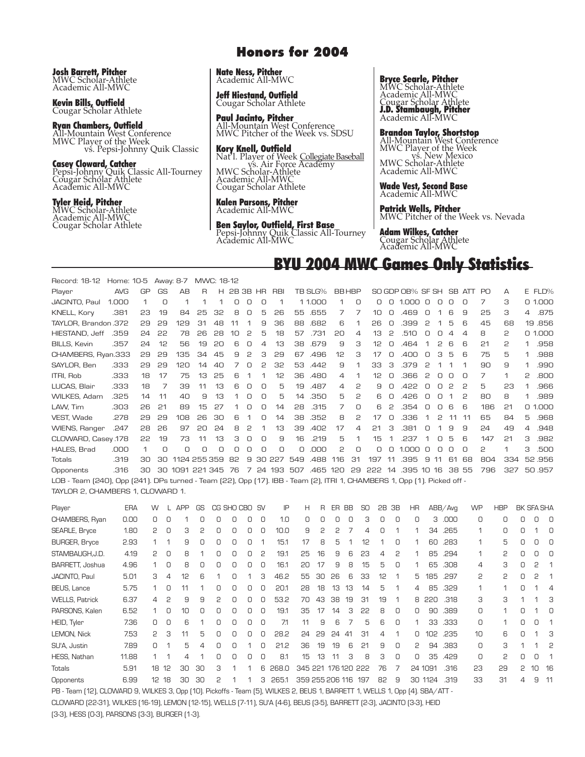## Honors for 2004

**Josh Barrett, Pitcher**
MWC Scholar-Athlete
Academic All-MWC

**Kevin Bills, Outfield**
Cougar Scholar Athlete

**Ryan Chambers, Outfield**
All-Mountain West Conference
MWC Player of the Week vs. Pepsi-Johnny Quik Classic

**Casey Cloward, Catcher**
Pepsi-Johnny Quik Classic All-Tourney
Cougar Scholar Athlete
Academic All-MWC

**Tyler Heid, Pitcher**
MWC Scholar-Athlete
Academic All-MWC
Cougar Scholar Athlete

**Nate Ness, Pitcher**
Academic All-MWC

**Jeff Hiestand, Outfield**
Cougar Scholar Athlete

**Paul Jacinto, Pitcher**
All-Mountain West Conference
MWC Pitcher of the Week vs. SDSU

**Kory Knell, Outfield**
Nat'l. Player of Week Collegiate Baseball vs. Air Force Academy
MWC Scholar-Athlete
Academic All-MWC
Cougar Scholar Athlete

**Kalen Parsons, Pitcher**
Academic All-MWC

**Ben Saylor, Outfield, First Base**
Pepsi-Johnny Quik Classic All-Tourney
Academic All-MWC

**Bryce Searle, Pitcher**
MWC Scholar-Athlete
Academic All-MWC
Cougar Scholar Athlete

**J.D. Stambaugh, Pitcher**
Academic All-MWC

**Brandon Taylor, Shortstop**
All-Mountain West Conference
MWC Player of the Week vs. New Mexico
MWC Scholar-Athlete
Academic All-MWC

**Wade Vest, Second Base**
Academic All-MWC

**Patrick Wells, Pitcher**
MWC Pitcher of the Week vs. Nevada

**Adam Wilkes, Catcher**
Cougar Scholar Athlete
Academic All-MWC

## BYU 2004 MWC Games Only Statistics

Record: 18-12 Home: 10-5 Away: 8-7 MWC: 18-12

| Player | AVG | GP | GS | AB | R | H | 2B | 3B | HR | RBI | TB | SLG% | BB | HBP | SO | GDP | OB% | SF | SH | SB | ATT | PO | A | E | FLD% |
|---|---|---|---|---|---|---|---|---|---|---|---|---|---|---|---|---|---|---|---|---|---|---|---|---|---|
| JACINTO, Paul | 1.000 | 1 | 0 | 1 | 1 | 1 | 0 | 0 | 0 | 1 | 1 | 1.000 | 1 | 0 | 0 | 0 | 1.000 | 0 | 0 | 0 | 0 | 7 | 3 | 0 | 1.000 |
| KNELL, Kory | .381 | 23 | 19 | 84 | 25 | 32 | 8 | 0 | 5 | 26 | 55 | .655 | 7 | 7 | 10 | 0 | .469 | 0 | 1 | 6 | 9 | 25 | 3 | 4 | .875 |
| TAYLOR, Brandon | .372 | 29 | 29 | 129 | 31 | 48 | 11 | 1 | 9 | 36 | 88 | .682 | 6 | 1 | 26 | 0 | .399 | 2 | 1 | 5 | 6 | 45 | 68 | 19 | .856 |
| HIESTAND, Jeff | .359 | 24 | 22 | 78 | 26 | 28 | 10 | 2 | 5 | 18 | 57 | .731 | 20 | 4 | 13 | 2 | .510 | 0 | 0 | 4 | 4 | 8 | 2 | 0 | 1.000 |
| BILLS, Kevin | .357 | 24 | 12 | 56 | 19 | 20 | 6 | 0 | 4 | 13 | 38 | .679 | 9 | 3 | 12 | 0 | .464 | 1 | 2 | 6 | 6 | 21 | 2 | 1 | .958 |
| CHAMBERS, Ryan | .333 | 29 | 29 | 135 | 34 | 45 | 9 | 2 | 3 | 29 | 67 | .496 | 12 | 3 | 17 | 0 | .400 | 0 | 3 | 5 | 6 | 75 | 5 | 1 | .988 |
| SAYLOR, Ben | .333 | 29 | 29 | 120 | 14 | 40 | 7 | 0 | 2 | 32 | 53 | .442 | 9 | 1 | 33 | 3 | .379 | 2 | 1 | 1 | 1 | 90 | 9 | 1 | .990 |
| ITRI, Rob | .333 | 18 | 17 | 75 | 13 | 25 | 6 | 1 | 1 | 12 | 36 | .480 | 4 | 1 | 12 | 0 | .366 | 2 | 0 | 0 | 0 | 7 | 1 | 2 | .800 |
| LUCAS, Blair | .333 | 18 | 7 | 39 | 11 | 13 | 6 | 0 | 0 | 5 | 19 | .487 | 4 | 2 | 9 | 0 | .422 | 0 | 0 | 2 | 2 | 5 | 23 | 1 | .966 |
| WILKES, Adam | .325 | 14 | 11 | 40 | 9 | 13 | 1 | 0 | 0 | 5 | 14 | .350 | 5 | 2 | 6 | 0 | .426 | 0 | 0 | 1 | 2 | 80 | 8 | 1 | .989 |
| LAW, Tim | .303 | 26 | 21 | 89 | 15 | 27 | 1 | 0 | 0 | 14 | 28 | .315 | 7 | 0 | 6 | 2 | .354 | 0 | 0 | 6 | 6 | 186 | 21 | 0 | 1.000 |
| VEST, Wade | .278 | 29 | 29 | 108 | 26 | 30 | 6 | 1 | 0 | 14 | 38 | .352 | 8 | 2 | 17 | 0 | .336 | 1 | 2 | 11 | 11 | 65 | 84 | 5 | .968 |
| WIENS, Ranger | .247 | 28 | 26 | 97 | 20 | 24 | 8 | 2 | 1 | 13 | 39 | .402 | 17 | 4 | 21 | 3 | .381 | 0 | 1 | 9 | 9 | 24 | 49 | 4 | .948 |
| CLOWARD, Casey | .178 | 22 | 19 | 73 | 11 | 13 | 3 | 0 | 0 | 9 | 16 | .219 | 5 | 1 | 15 | 1 | .237 | 1 | 0 | 5 | 6 | 147 | 21 | 3 | .982 |
| HALES, Brad | .000 | 1 | 0 | 0 | 0 | 0 | 0 | 0 | 0 | 0 | 0 | .000 | 2 | 0 | 0 | 0 | 1.000 | 0 | 0 | 0 | 0 | 2 | 1 | 3 | .500 |
| Totals | .319 | 30 | 30 | 1124 | 255 | 359 | 82 | 9 | 30 | 227 | 549 | .488 | 116 | 31 | 197 | 11 | .395 | 9 | 11 | 61 | 68 | 804 | 334 | 52 | .956 |
| Opponents | .316 | 30 | 30 | 1091 | 221 | 345 | 76 | 7 | 24 | 193 | 507 | .465 | 120 | 29 | 222 | 14 | .395 | 10 | 16 | 38 | 55 | 796 | 327 | 50 | .957 |

LOB - Team (240), Opp (241). DPs turned - Team (22), Opp (17). IBB - Team (2), ITRI 1, CHAMBERS 1, Opp (1). Picked off - TAYLOR 2, CHAMBERS 1, CLOWARD 1.

| Player | ERA | W | L | APP | GS | CG | SHO | CBO | SV | IP | H | R | ER | BB | SO | 2B | 3B | HR | AB | B/Avg | WP | HBP | BK | SFA | SHA |
|---|---|---|---|---|---|---|---|---|---|---|---|---|---|---|---|---|---|---|---|---|---|---|---|---|---|
| CHAMBERS, Ryan | 0.00 | 0 | 0 | 1 | 0 | 0 | 0 | 0 | 0 | 1.0 | 0 | 0 | 0 | 0 | 3 | 0 | 0 | 0 | 3 | .000 | 0 | 0 | 0 | 0 | 0 |
| SEARLE, Bryce | 1.80 | 2 | 0 | 3 | 2 | 0 | 0 | 0 | 0 | 10.0 | 9 | 2 | 2 | 7 | 4 | 0 | 1 | 1 | 34 | .265 | 1 | 0 | 0 | 1 | 0 |
| BURGER, Bryce | 2.93 | 1 | 1 | 9 | 0 | 0 | 0 | 0 | 1 | 15.1 | 17 | 8 | 5 | 1 | 12 | 1 | 0 | 1 | 60 | .283 | 1 | 5 | 0 | 0 | 0 |
| STAMBAUGH, J.D. | 4.19 | 2 | 0 | 8 | 1 | 0 | 0 | 0 | 2 | 19.1 | 25 | 16 | 9 | 6 | 23 | 4 | 2 | 1 | 85 | .294 | 1 | 2 | 0 | 0 | 0 |
| BARRETT, Joshua | 4.96 | 1 | 0 | 8 | 0 | 0 | 0 | 0 | 0 | 16.1 | 20 | 17 | 9 | 8 | 15 | 5 | 0 | 1 | 65 | .308 | 4 | 3 | 0 | 2 | 1 |
| JACINTO, Paul | 5.01 | 3 | 4 | 12 | 6 | 1 | 0 | 1 | 3 | 46.2 | 55 | 30 | 26 | 6 | 33 | 12 | 1 | 5 | 185 | .297 | 2 | 2 | 0 | 2 | 1 |
| BEUS, Lance | 5.75 | 1 | 0 | 11 | 1 | 0 | 0 | 0 | 0 | 20.1 | 28 | 18 | 13 | 13 | 14 | 5 | 1 | 4 | 85 | .329 | 1 | 1 | 0 | 1 | 4 |
| WELLS, Patrick | 6.37 | 4 | 2 | 9 | 9 | 2 | 0 | 0 | 0 | 53.2 | 70 | 43 | 38 | 19 | 31 | 19 | 1 | 8 | 220 | .318 | 3 | 3 | 1 | 1 | 3 |
| PARSONS, Kalen | 6.52 | 1 | 0 | 10 | 0 | 0 | 0 | 0 | 0 | 19.1 | 35 | 17 | 14 | 3 | 22 | 8 | 0 | 0 | 90 | .389 | 0 | 1 | 0 | 1 | 0 |
| HEID, Tyler | 7.36 | 0 | 0 | 6 | 1 | 0 | 0 | 0 | 0 | 7.1 | 11 | 9 | 6 | 7 | 5 | 6 | 0 | 1 | 33 | .333 | 0 | 1 | 0 | 0 | 1 |
| LEMON, Nick | 7.53 | 2 | 3 | 11 | 5 | 0 | 0 | 0 | 0 | 28.2 | 24 | 29 | 24 | 41 | 31 | 4 | 1 | 0 | 102 | .235 | 10 | 6 | 0 | 1 | 3 |
| SU'A, Justin | 7.89 | 0 | 1 | 5 | 4 | 0 | 0 | 1 | 0 | 21.2 | 36 | 19 | 19 | 6 | 21 | 9 | 0 | 2 | 94 | .383 | 0 | 3 | 1 | 1 | 2 |
| HESS, Nathan | 11.88 | 1 | 1 | 4 | 1 | 0 | 0 | 0 | 0 | 8.1 | 15 | 13 | 11 | 3 | 8 | 3 | 0 | 0 | 35 | .429 | 0 | 2 | 0 | 0 | 1 |
| Totals | 5.91 | 18 | 12 | 30 | 30 | 3 | 1 | 1 | 6 | 268.0 | 345 | 221 | 176 | 120 | 222 | 76 | 7 | 24 | 1091 | .316 | 23 | 29 | 2 | 10 | 16 |
| Opponents | 6.99 | 12 | 18 | 30 | 30 | 2 | 1 | 1 | 3 | 265.1 | 359 | 255 | 206 | 116 | 197 | 82 | 9 | 30 | 1124 | .319 | 33 | 31 | 4 | 9 | 11 |

PB - Team (12), CLOWARD 9, WILKES 3, Opp (10). Pickoffs - Team (5), WILKES 2, BEUS 1, BARRETT 1, WELLS 1, Opp (4). SBA/ATT - CLOWARD (22-31), WILKES (16-19), LEMON (12-15), WELLS (7-11), SU'A (4-6), BEUS (3-5), BARRETT (2-3), JACINTO (3-3), HEID (3-3), HESS (0-3), PARSONS (3-3), BURGER (1-3).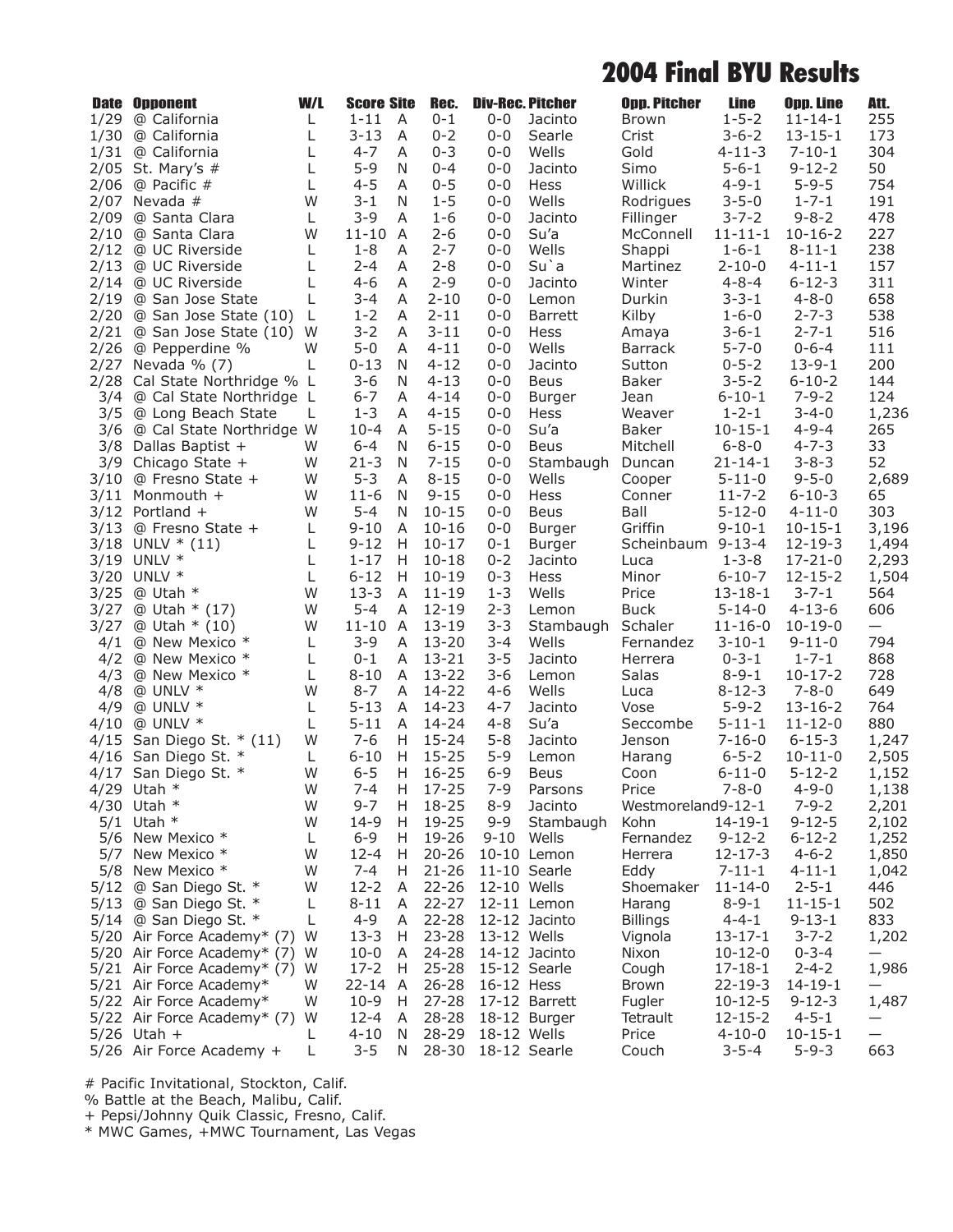# 2004 Final BYU Results

| Date | Opponent | W/L | Score | Site | Rec. | Div-Rec. | Pitcher | Opp. Pitcher | Line | Opp. Line | Att. |
|---|---|---|---|---|---|---|---|---|---|---|---|
| 1/29 | @ California | L | 1-11 | A | 0-1 | 0-0 | Jacinto | Brown | 1-5-2 | 11-14-1 | 255 |
| 1/30 | @ California | L | 3-13 | A | 0-2 | 0-0 | Searle | Crist | 3-6-2 | 13-15-1 | 173 |
| 1/31 | @ California | L | 4-7 | A | 0-3 | 0-0 | Wells | Gold | 4-11-3 | 7-10-1 | 304 |
| 2/05 | St. Mary's # | L | 5-9 | N | 0-4 | 0-0 | Jacinto | Simo | 5-6-1 | 9-12-2 | 50 |
| 2/06 | @ Pacific # | L | 4-5 | A | 0-5 | 0-0 | Hess | Willick | 4-9-1 | 5-9-5 | 754 |
| 2/07 | Nevada # | W | 3-1 | N | 1-5 | 0-0 | Wells | Rodrigues | 3-5-0 | 1-7-1 | 191 |
| 2/09 | @ Santa Clara | L | 3-9 | A | 1-6 | 0-0 | Jacinto | Fillinger | 3-7-2 | 9-8-2 | 478 |
| 2/10 | @ Santa Clara | W | 11-10 | A | 2-6 | 0-0 | Su'a | McConnell | 11-11-1 | 10-16-2 | 227 |
| 2/12 | @ UC Riverside | L | 1-8 | A | 2-7 | 0-0 | Wells | Shappi | 1-6-1 | 8-11-1 | 238 |
| 2/13 | @ UC Riverside | L | 2-4 | A | 2-8 | 0-0 | Su`a | Martinez | 2-10-0 | 4-11-1 | 157 |
| 2/14 | @ UC Riverside | L | 4-6 | A | 2-9 | 0-0 | Jacinto | Winter | 4-8-4 | 6-12-3 | 311 |
| 2/19 | @ San Jose State | L | 3-4 | A | 2-10 | 0-0 | Lemon | Durkin | 3-3-1 | 4-8-0 | 658 |
| 2/20 | @ San Jose State (10) | L | 1-2 | A | 2-11 | 0-0 | Barrett | Kilby | 1-6-0 | 2-7-3 | 538 |
| 2/21 | @ San Jose State (10) | W | 3-2 | A | 3-11 | 0-0 | Hess | Amaya | 3-6-1 | 2-7-1 | 516 |
| 2/26 | @ Pepperdine % | W | 5-0 | A | 4-11 | 0-0 | Wells | Barrack | 5-7-0 | 0-6-4 | 111 |
| 2/27 | Nevada % (7) | L | 0-13 | N | 4-12 | 0-0 | Jacinto | Sutton | 0-5-2 | 13-9-1 | 200 |
| 2/28 | Cal State Northridge % | L | 3-6 | N | 4-13 | 0-0 | Beus | Baker | 3-5-2 | 6-10-2 | 144 |
| 3/4 | @ Cal State Northridge | L | 6-7 | A | 4-14 | 0-0 | Burger | Jean | 6-10-1 | 7-9-2 | 124 |
| 3/5 | @ Long Beach State | L | 1-3 | A | 4-15 | 0-0 | Hess | Weaver | 1-2-1 | 3-4-0 | 1,236 |
| 3/6 | @ Cal State Northridge | W | 10-4 | A | 5-15 | 0-0 | Su'a | Baker | 10-15-1 | 4-9-4 | 265 |
| 3/8 | Dallas Baptist + | W | 6-4 | N | 6-15 | 0-0 | Beus | Mitchell | 6-8-0 | 4-7-3 | 33 |
| 3/9 | Chicago State + | W | 21-3 | N | 7-15 | 0-0 | Stambaugh | Duncan | 21-14-1 | 3-8-3 | 52 |
| 3/10 | @ Fresno State + | W | 5-3 | A | 8-15 | 0-0 | Wells | Cooper | 5-11-0 | 9-5-0 | 2,689 |
| 3/11 | Monmouth + | W | 11-6 | N | 9-15 | 0-0 | Hess | Conner | 11-7-2 | 6-10-3 | 65 |
| 3/12 | Portland + | W | 5-4 | N | 10-15 | 0-0 | Beus | Ball | 5-12-0 | 4-11-0 | 303 |
| 3/13 | @ Fresno State + | L | 9-10 | A | 10-16 | 0-0 | Burger | Griffin | 9-10-1 | 10-15-1 | 3,196 |
| 3/18 | UNLV * (11) | L | 9-12 | H | 10-17 | 0-1 | Burger | Scheinbaum | 9-13-4 | 12-19-3 | 1,494 |
| 3/19 | UNLV * | L | 1-17 | H | 10-18 | 0-2 | Jacinto | Luca | 1-3-8 | 17-21-0 | 2,293 |
| 3/20 | UNLV * | L | 6-12 | H | 10-19 | 0-3 | Hess | Minor | 6-10-7 | 12-15-2 | 1,504 |
| 3/25 | @ Utah * | W | 13-3 | A | 11-19 | 1-3 | Wells | Price | 13-18-1 | 3-7-1 | 564 |
| 3/27 | @ Utah * (17) | W | 5-4 | A | 12-19 | 2-3 | Lemon | Buck | 5-14-0 | 4-13-6 | 606 |
| 3/27 | @ Utah * (10) | W | 11-10 | A | 13-19 | 3-3 | Stambaugh | Schaler | 11-16-0 | 10-19-0 | — |
| 4/1 | @ New Mexico * | L | 3-9 | A | 13-20 | 3-4 | Wells | Fernandez | 3-10-1 | 9-11-0 | 794 |
| 4/2 | @ New Mexico * | L | 0-1 | A | 13-21 | 3-5 | Jacinto | Herrera | 0-3-1 | 1-7-1 | 868 |
| 4/3 | @ New Mexico * | L | 8-10 | A | 13-22 | 3-6 | Lemon | Salas | 8-9-1 | 10-17-2 | 728 |
| 4/8 | @ UNLV * | W | 8-7 | A | 14-22 | 4-6 | Wells | Luca | 8-12-3 | 7-8-0 | 649 |
| 4/9 | @ UNLV * | L | 5-13 | A | 14-23 | 4-7 | Jacinto | Vose | 5-9-2 | 13-16-2 | 764 |
| 4/10 | @ UNLV * | L | 5-11 | A | 14-24 | 4-8 | Su'a | Seccombe | 5-11-1 | 11-12-0 | 880 |
| 4/15 | San Diego St. * (11) | W | 7-6 | H | 15-24 | 5-8 | Jacinto | Jenson | 7-16-0 | 6-15-3 | 1,247 |
| 4/16 | San Diego St. * | L | 6-10 | H | 15-25 | 5-9 | Lemon | Harang | 6-5-2 | 10-11-0 | 2,505 |
| 4/17 | San Diego St. * | W | 6-5 | H | 16-25 | 6-9 | Beus | Coon | 6-11-0 | 5-12-2 | 1,152 |
| 4/29 | Utah * | W | 7-4 | H | 17-25 | 7-9 | Parsons | Price | 7-8-0 | 4-9-0 | 1,138 |
| 4/30 | Utah * | W | 9-7 | H | 18-25 | 8-9 | Jacinto | Westmoreland | 9-12-1 | 7-9-2 | 2,201 |
| 5/1 | Utah * | W | 14-9 | H | 19-25 | 9-9 | Stambaugh | Kohn | 14-19-1 | 9-12-5 | 2,102 |
| 5/6 | New Mexico * | L | 6-9 | H | 19-26 | 9-10 | Wells | Fernandez | 9-12-2 | 6-12-2 | 1,252 |
| 5/7 | New Mexico * | W | 12-4 | H | 20-26 | 10-10 | Lemon | Herrera | 12-17-3 | 4-6-2 | 1,850 |
| 5/8 | New Mexico * | W | 7-4 | H | 21-26 | 11-10 | Searle | Eddy | 7-11-1 | 4-11-1 | 1,042 |
| 5/12 | @ San Diego St. * | W | 12-2 | A | 22-26 | 12-10 | Wells | Shoemaker | 11-14-0 | 2-5-1 | 446 |
| 5/13 | @ San Diego St. * | L | 8-11 | A | 22-27 | 12-11 | Lemon | Harang | 8-9-1 | 11-15-1 | 502 |
| 5/14 | @ San Diego St. * | L | 4-9 | A | 22-28 | 12-12 | Jacinto | Billings | 4-4-1 | 9-13-1 | 833 |
| 5/20 | Air Force Academy* (7) | W | 13-3 | H | 23-28 | 13-12 | Wells | Vignola | 13-17-1 | 3-7-2 | 1,202 |
| 5/20 | Air Force Academy* (7) | W | 10-0 | A | 24-28 | 14-12 | Jacinto | Nixon | 10-12-0 | 0-3-4 | — |
| 5/21 | Air Force Academy* (7) | W | 17-2 | H | 25-28 | 15-12 | Searle | Cough | 17-18-1 | 2-4-2 | 1,986 |
| 5/21 | Air Force Academy* | W | 22-14 | A | 26-28 | 16-12 | Hess | Brown | 22-19-3 | 14-19-1 | — |
| 5/22 | Air Force Academy* | W | 10-9 | H | 27-28 | 17-12 | Barrett | Fugler | 10-12-5 | 9-12-3 | 1,487 |
| 5/22 | Air Force Academy* (7) | W | 12-4 | A | 28-28 | 18-12 | Burger | Tetrault | 12-15-2 | 4-5-1 | — |
| 5/26 | Utah + | L | 4-10 | N | 28-29 | 18-12 | Wells | Price | 4-10-0 | 10-15-1 | — |
| 5/26 | Air Force Academy + | L | 3-5 | N | 28-30 | 18-12 | Searle | Couch | 3-5-4 | 5-9-3 | 663 |

\# Pacific Invitational, Stockton, Calif.
% Battle at the Beach, Malibu, Calif.
\+ Pepsi/Johnny Quik Classic, Fresno, Calif.
\* MWC Games, +MWC Tournament, Las Vegas